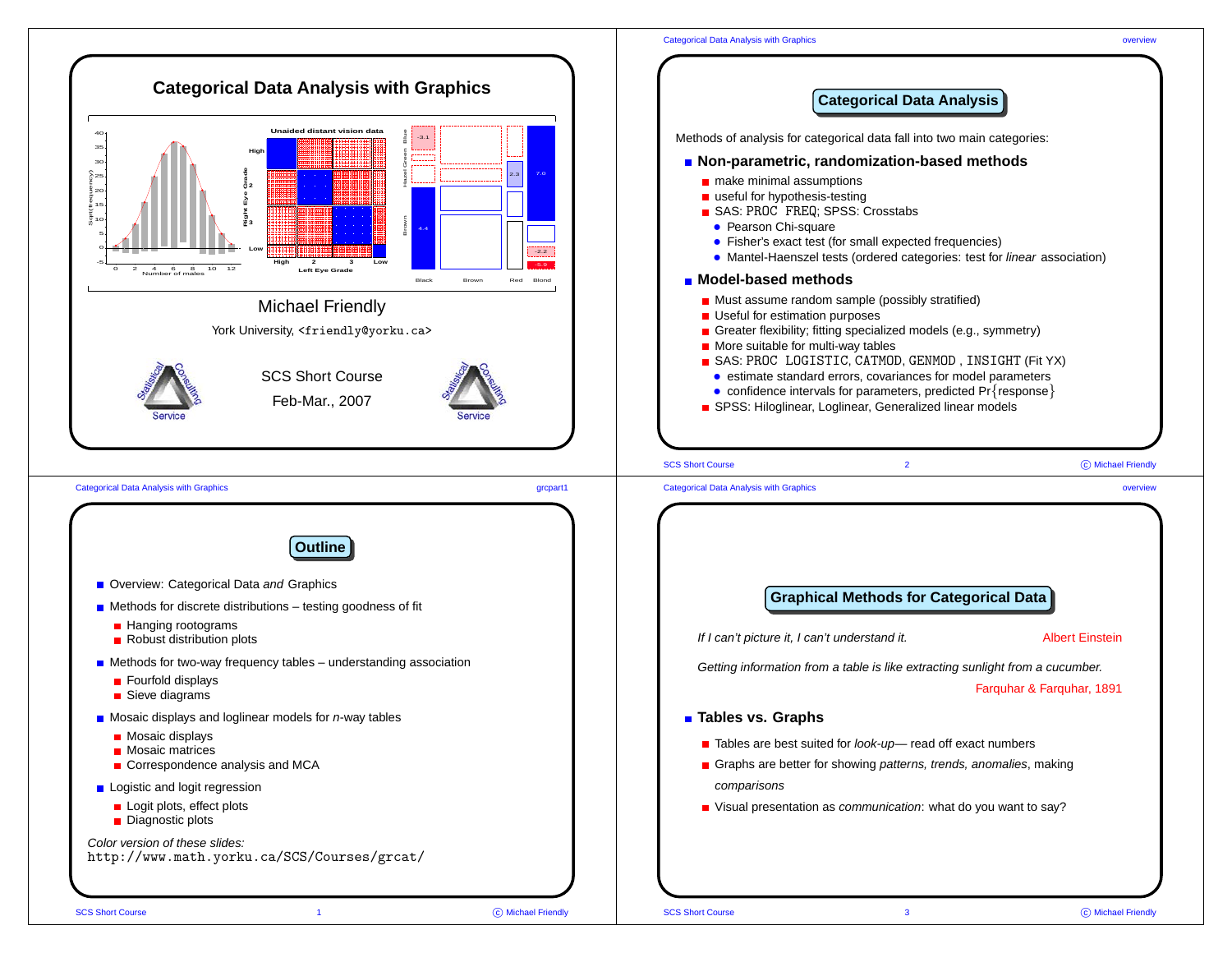# Categorical Data Analysis with Graphics

Michael Friendly

York University, <friendly@yorku.ca>

SCS Short Course

Feb-Mar., 2007

## Outline

- Overview: Categorical Data *and* Graphics
- Methods for discrete distributions – testing goodness of fit
  - Hanging rootograms
  - Robust distribution plots
- Methods for two-way frequency tables – understanding association
  - Fourfold displays
  - Sieve diagrams
- Mosaic displays and loglinear models for *n*-way tables
  - Mosaic displays
  - Mosaic matrices
  - Correspondence analysis and MCA
- Logistic and logit regression
  - Logit plots, effect plots
  - Diagnostic plots

*Color version of these slides:*
`http://www.math.yorku.ca/SCS/Courses/grcat/`

## Categorical Data Analysis

Methods of analysis for categorical data fall into two main categories:

- **Non-parametric, randomization-based methods**
  - make minimal assumptions
  - useful for hypothesis-testing
  - SAS: `PROC FREQ`; SPSS: Crosstabs
    - Pearson Chi-square
    - Fisher's exact test (for small expected frequencies)
    - Mantel-Haenszel tests (ordered categories: test for *linear* association)
- **Model-based methods**
  - Must assume random sample (possibly stratified)
  - Useful for estimation purposes
  - Greater flexibility; fitting specialized models (e.g., symmetry)
  - More suitable for multi-way tables
  - SAS: `PROC LOGISTIC`, `CATMOD`, `GENMOD`, `INSIGHT` (Fit YX)
    - estimate standard errors, covariances for model parameters
    - confidence intervals for parameters, predicted Pr{response}
  - SPSS: Hiloglinear, Loglinear, Generalized linear models

## Graphical Methods for Categorical Data

*If I can't picture it, I can't understand it.* Albert Einstein

*Getting information from a table is like extracting sunlight from a cucumber.* Farquhar & Farquhar, 1891

- **Tables vs. Graphs**
  - Tables are best suited for *look-up*— read off exact numbers
  - Graphs are better for showing *patterns, trends, anomalies*, making *comparisons*
  - Visual presentation as *communication*: what do you want to say?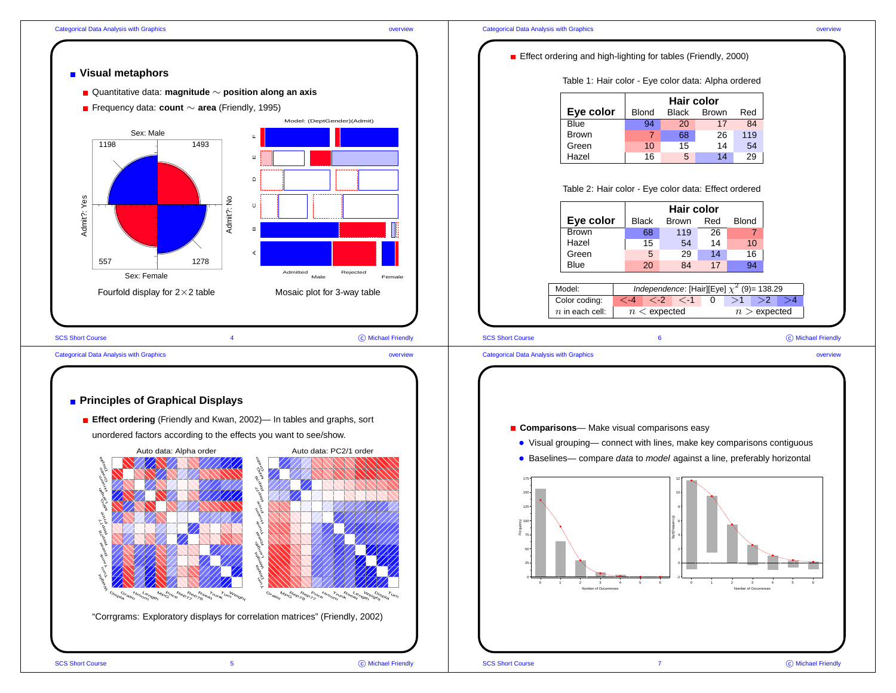## Visual metaphors

- Quantitative data: **magnitude** $\sim$ **position along an axis**
- Frequency data: **count** $\sim$ **area** (Friendly, 1995)

Fourfold display for 2×2 table

Mosaic plot for 3-way table

---

- Effect ordering and high-lighting for tables (Friendly, 2000)

Table 1: Hair color - Eye color data: Alpha ordered

| Eye color | Hair color Blond | Black | Brown | Red |
|---|---|---|---|---|
| Blue | 94 | 20 | 17 | 84 |
| Brown | 7 | 68 | 26 | 119 |
| Green | 10 | 15 | 14 | 54 |
| Hazel | 16 | 5 | 14 | 29 |

Table 2: Hair color - Eye color data: Effect ordered

| Eye color | Hair color Black | Brown | Red | Blond |
|---|---|---|---|---|
| Brown | 68 | 119 | 26 | 7 |
| Hazel | 15 | 54 | 14 | 10 |
| Green | 5 | 29 | 14 | 16 |
| Blue | 20 | 84 | 17 | 94 |

| Model: | *Independence*: [Hair][Eye] $\chi^2$ (9)= 138.29 | | | | | | |
|---|---|---|---|---|---|---|---|
| Color coding: | $<$-4 | $<$-2 | $<$-1 | 0 | $>$1 | $>$2 | $>$4 |
| $n$ in each cell: | $n <$ expected | | | | $n >$ expected | | |

---

## Principles of Graphical Displays

- **Effect ordering** (Friendly and Kwan, 2002)— In tables and graphs, sort unordered factors according to the effects you want to see/show.

Auto data: Alpha order

Auto data: PC2/1 order

“Corrgrams: Exploratory displays for correlation matrices” (Friendly, 2002)

---

- **Comparisons**— Make visual comparisons easy
  - Visual grouping— connect with lines, make key comparisons contiguous
  - Baselines— compare *data* to *model* against a line, preferably horizontal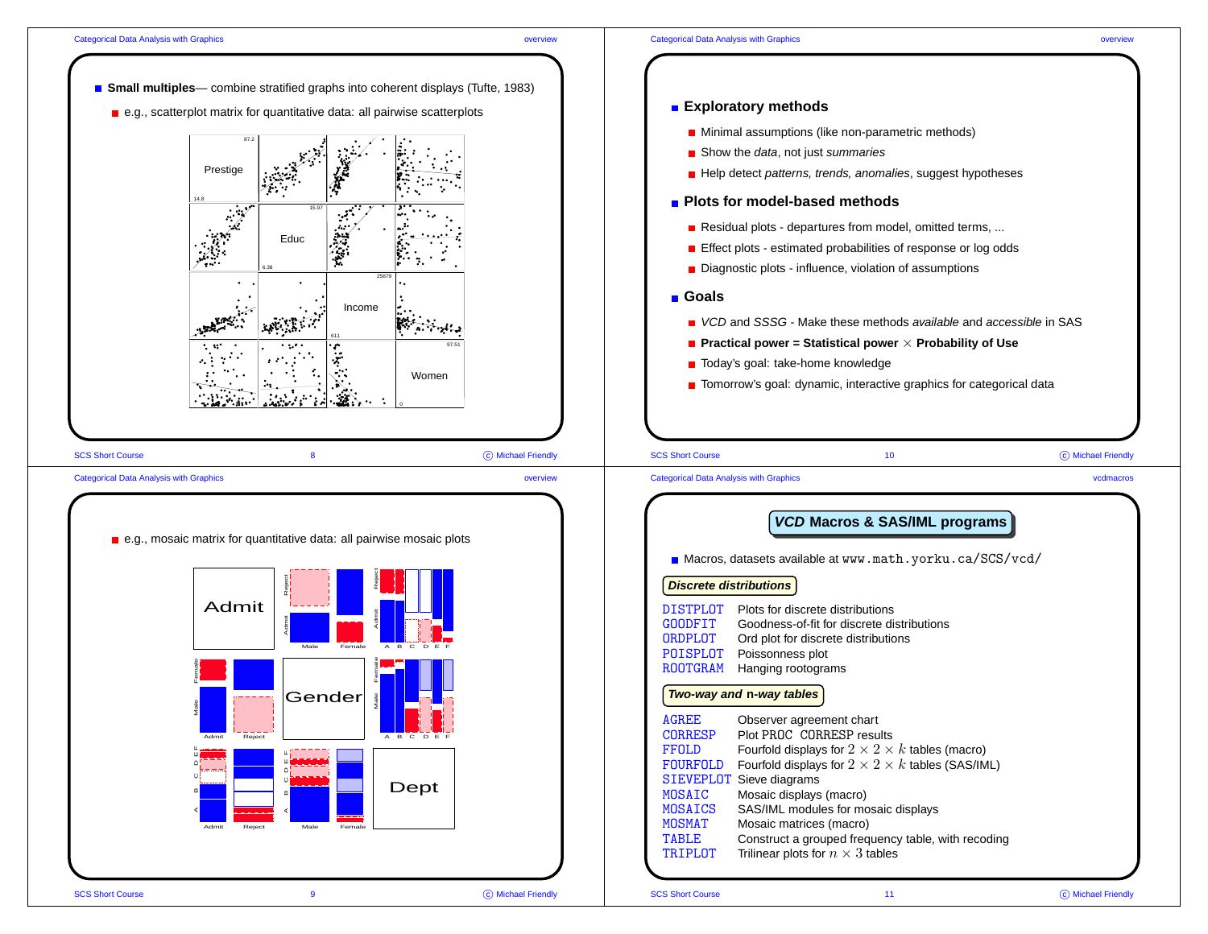- **Small multiples**— combine stratified graphs into coherent displays (Tufte, 1983)
  - e.g., scatterplot matrix for quantitative data: all pairwise scatterplots

- e.g., mosaic matrix for quantitative data: all pairwise mosaic plots

## Exploratory methods

- Minimal assumptions (like non-parametric methods)
- Show the *data*, not just *summaries*
- Help detect *patterns, trends, anomalies*, suggest hypotheses

## Plots for model-based methods

- Residual plots - departures from model, omitted terms, ...
- Effect plots - estimated probabilities of response or log odds
- Diagnostic plots - influence, violation of assumptions

## Goals

- *VCD* and *SSSG* - Make these methods *available* and *accessible* in SAS
- **Practical power = Statistical power** $\times$ **Probability of Use**
- Today's goal: take-home knowledge
- Tomorrow's goal: dynamic, interactive graphics for categorical data

# *VCD* Macros & SAS/IML programs

- Macros, datasets available at `www.math.yorku.ca/SCS/vcd/`

### *Discrete distributions*

| | |
|---|---|
| `DISTPLOT` | Plots for discrete distributions |
| `GOODFIT` | Goodness-of-fit for discrete distributions |
| `ORDPLOT` | Ord plot for discrete distributions |
| `POISPLOT` | Poissonness plot |
| `ROOTGRAM` | Hanging rootograms |

### *Two-way and n-way tables*

| | |
|---|---|
| `AGREE` | Observer agreement chart |
| `CORRESP` | Plot `PROC CORRESP` results |
| `FFOLD` | Fourfold displays for $2 \times 2 \times k$ tables (macro) |
| `FOURFOLD` | Fourfold displays for $2 \times 2 \times k$ tables (SAS/IML) |
| `SIEVEPLOT` | Sieve diagrams |
| `MOSAIC` | Mosaic displays (macro) |
| `MOSAICS` | SAS/IML modules for mosaic displays |
| `MOSMAT` | Mosaic matrices (macro) |
| `TABLE` | Construct a grouped frequency table, with recoding |
| `TRIPLOT` | Trilinear plots for $n \times 3$ tables |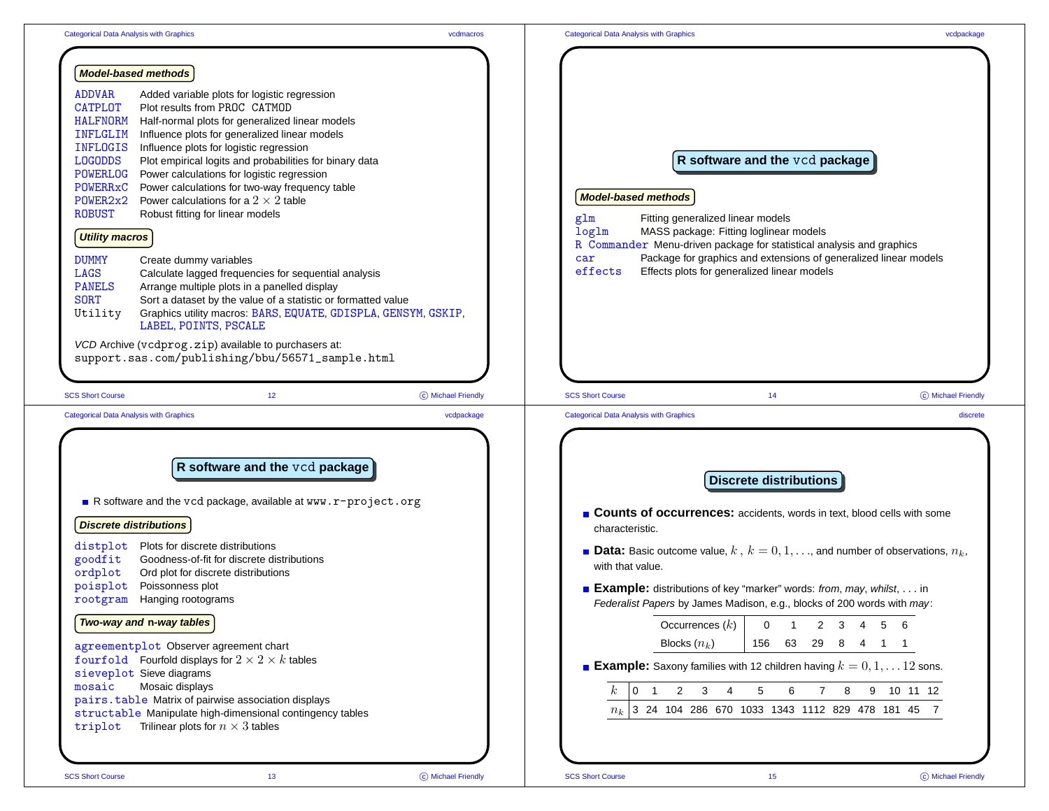### Model-based methods

| | |
|---|---|
| ADDVAR | Added variable plots for logistic regression |
| CATPLOT | Plot results from PROC CATMOD |
| HALFNORM | Half-normal plots for generalized linear models |
| INFLGLIM | Influence plots for generalized linear models |
| INFLOGIS | Influence plots for logistic regression |
| LOGODDS | Plot empirical logits and probabilities for binary data |
| POWERLOG | Power calculations for logistic regression |
| POWERRxC | Power calculations for two-way frequency table |
| POWER2x2 | Power calculations for a $2 \times 2$ table |
| ROBUST | Robust fitting for linear models |

### Utility macros

| | |
|---|---|
| DUMMY | Create dummy variables |
| LAGS | Calculate lagged frequencies for sequential analysis |
| PANELS | Arrange multiple plots in a panelled display |
| SORT | Sort a dataset by the value of a statistic or formatted value |
| Utility | Graphics utility macros: BARS, EQUATE, GDISPLA, GENSYM, GSKIP, LABEL, POINTS, PSCALE |

*VCD* Archive (vcdprog.zip) available to purchasers at:
support.sas.com/publishing/bbu/56571_sample.html

## R software and the vcd package

- R software and the vcd package, available at www.r-project.org

### Discrete distributions

| | |
|---|---|
| distplot | Plots for discrete distributions |
| goodfit | Goodness-of-fit for discrete distributions |
| ordplot | Ord plot for discrete distributions |
| poisplot | Poissonness plot |
| rootgram | Hanging rootograms |

### Two-way and n-way tables

| | |
|---|---|
| agreementplot | Observer agreement chart |
| fourfold | Fourfold displays for $2 \times 2 \times k$ tables |
| sieveplot | Sieve diagrams |
| mosaic | Mosaic displays |
| pairs.table | Matrix of pairwise association displays |
| structable | Manipulate high-dimensional contingency tables |
| triplot | Trilinear plots for $n \times 3$ tables |

## R software and the vcd package

### Model-based methods

| | |
|---|---|
| glm | Fitting generalized linear models |
| loglm | MASS package: Fitting loglinear models |
| R Commander | Menu-driven package for statistical analysis and graphics |
| car | Package for graphics and extensions of generalized linear models |
| effects | Effects plots for generalized linear models |

## Discrete distributions

- **Counts of occurrences:** accidents, words in text, blood cells with some characteristic.
- **Data:** Basic outcome value, $k$ , $k = 0, 1, \ldots$, and number of observations, $n_k$, with that value.
- **Example:** distributions of key "marker" words: *from*, *may*, *whilst*, . . . in *Federalist Papers* by James Madison, e.g., blocks of 200 words with *may*:

| Occurrences ($k$) | 0 | 1 | 2 | 3 | 4 | 5 | 6 |
|---|---|---|---|---|---|---|---|
| Blocks ($n_k$) | 156 | 63 | 29 | 8 | 4 | 1 | 1 |

- **Example:** Saxony families with 12 children having $k = 0, 1, \ldots 12$ sons.

| $k$ | 0 | 1 | 2 | 3 | 4 | 5 | 6 | 7 | 8 | 9 | 10 | 11 | 12 |
|---|---|---|---|---|---|---|---|---|---|---|---|---|---|
| $n_k$ | 3 | 24 | 104 | 286 | 670 | 1033 | 1343 | 1112 | 829 | 478 | 181 | 45 | 7 |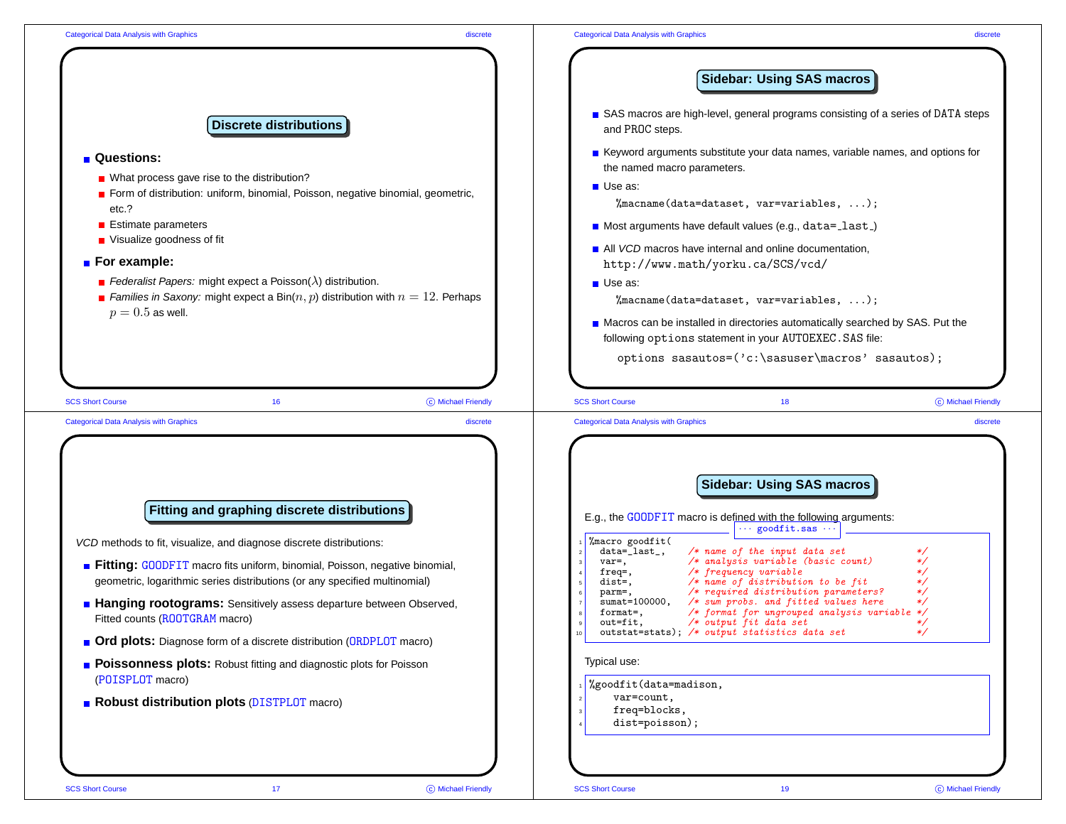## Discrete distributions

- **Questions:**
  - What process gave rise to the distribution?
  - Form of distribution: uniform, binomial, Poisson, negative binomial, geometric, etc.?
  - Estimate parameters
  - Visualize goodness of fit
- **For example:**
  - *Federalist Papers:* might expect a Poisson($\lambda$) distribution.
  - *Families in Saxony:* might expect a Bin($n, p$) distribution with $n = 12$. Perhaps $p = 0.5$ as well.

## Sidebar: Using SAS macros

- SAS macros are high-level, general programs consisting of a series of `DATA` steps and `PROC` steps.
- Keyword arguments substitute your data names, variable names, and options for the named macro parameters.
- Use as:

  `%macname(data=dataset, var=variables, ...);`
- Most arguments have default values (e.g., `data=_last_`)
- All *VCD* macros have internal and online documentation, `http://www.math/yorku.ca/SCS/vcd/`
- Use as:

  `%macname(data=dataset, var=variables, ...);`
- Macros can be installed in directories automatically searched by SAS. Put the following `options` statement in your `AUTOEXEC.SAS` file:

  `options sasautos=('c:\sasuser\macros' sasautos);`

## Fitting and graphing discrete distributions

*VCD* methods to fit, visualize, and diagnose discrete distributions:

- **Fitting:** `GOODFIT` macro fits uniform, binomial, Poisson, negative binomial, geometric, logarithmic series distributions (or any specified multinomial)
- **Hanging rootograms:** Sensitively assess departure between Observed, Fitted counts (`ROOTGRAM` macro)
- **Ord plots:** Diagnose form of a discrete distribution (`ORDPLOT` macro)
- **Poissonness plots:** Robust fitting and diagnostic plots for Poisson (`POISPLOT` macro)
- **Robust distribution plots** (`DISTPLOT` macro)

## Sidebar: Using SAS macros

E.g., the `GOODFIT` macro is defined with the following arguments:

··· goodfit.sas ···

```
%macro goodfit(
  data=_last_,     /* name of the input data set              */
  var=,            /* analysis variable (basic count)         */
  freq=,           /* frequency variable                      */
  dist=,           /* name of distribution to be fit          */
  parm=,           /* required distribution parameters?       */
  sumat=100000,    /* sum probs. and fitted values here       */
  format=,         /* format for ungrouped analysis variable  */
  out=fit,         /* output fit data set                     */
  outstat=stats);  /* output statistics data set              */
```

Typical use:

```
%goodfit(data=madison,
    var=count,
    freq=blocks,
    dist=poisson);
```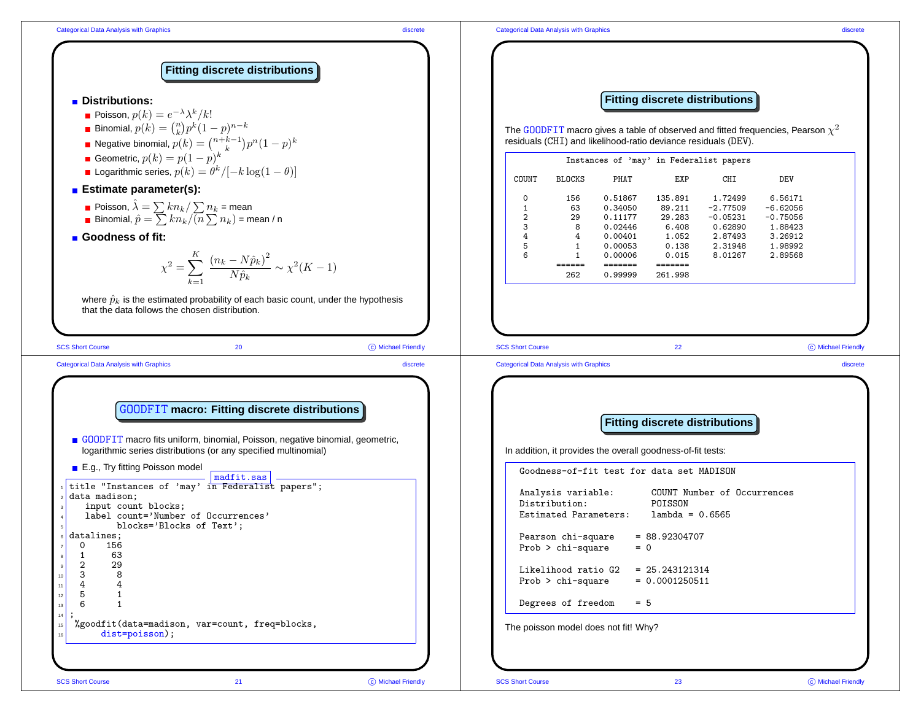## Fitting discrete distributions

- **Distributions:**
  - Poisson, $p(k) = e^{-\lambda} \lambda^k / k!$
  - Binomial, $p(k) = \binom{n}{k} p^k (1-p)^{n-k}$
  - Negative binomial, $p(k) = \binom{n+k-1}{k} p^n (1-p)^k$
  - Geometric, $p(k) = p(1-p)^k$
  - Logarithmic series, $p(k) = \theta^k / [-k \log(1-\theta)]$
- **Estimate parameter(s):**
  - Poisson, $\hat{\lambda} = \sum k n_k / \sum n_k$ = mean
  - Binomial, $\hat{p} = \sum k n_k / (n \sum n_k)$ = mean / n
- **Goodness of fit:**

$$\chi^2 = \sum_{k=1}^{K} \frac{(n_k - N\hat{p}_k)^2}{N\hat{p}_k} \sim \chi^2(K-1)$$

where $\hat{p}_k$ is the estimated probability of each basic count, under the hypothesis that the data follows the chosen distribution.

## GOODFIT macro: Fitting discrete distributions

- GOODFIT macro fits uniform, binomial, Poisson, negative binomial, geometric, logarithmic series distributions (or any specified multinomial)
- E.g., Try fitting Poisson model

madfit.sas

```
title "Instances of 'may' in Federalist papers";
data madison;
   input count blocks;
   label count='Number of Occurrences'
         blocks='Blocks of Text';
datalines;
  0    156
  1     63
  2     29
  3      8
  4      4
  5      1
  6      1
;
 %goodfit(data=madison, var=count, freq=blocks,
      dist=poisson);
```

## Fitting discrete distributions

The GOODFIT macro gives a table of observed and fitted frequencies, Pearson $\chi^2$ residuals (CHI) and likelihood-ratio deviance residuals (DEV).

```
            Instances of 'may' in Federalist papers

COUNT    BLOCKS      PHAT        EXP        CHI          DEV

  0        156     0.51867    135.891     1.72499     6.56171
  1         63     0.34050     89.211    -2.77509    -6.62056
  2         29     0.11177     29.283    -0.05231    -0.75056
  3          8     0.02446      6.408     0.62890     1.88423
  4          4     0.00401      1.052     2.87493     3.26912
  5          1     0.00053      0.138     2.31948     1.98992
  6          1     0.00006      0.015     8.01267     2.89568
         ======    =======    =======
           262     0.99999    261.998
```

## Fitting discrete distributions

In addition, it provides the overall goodness-of-fit tests:

```
Goodness-of-fit test for data set MADISON

Analysis variable:       COUNT Number of Occurrences
Distribution:            POISSON
Estimated Parameters:    lambda = 0.6565

Pearson chi-square     = 88.92304707
Prob > chi-square      = 0

Likelihood ratio G2    = 25.243121314
Prob > chi-square      = 0.0001250511

Degrees of freedom     = 5
```

The poisson model does not fit! Why?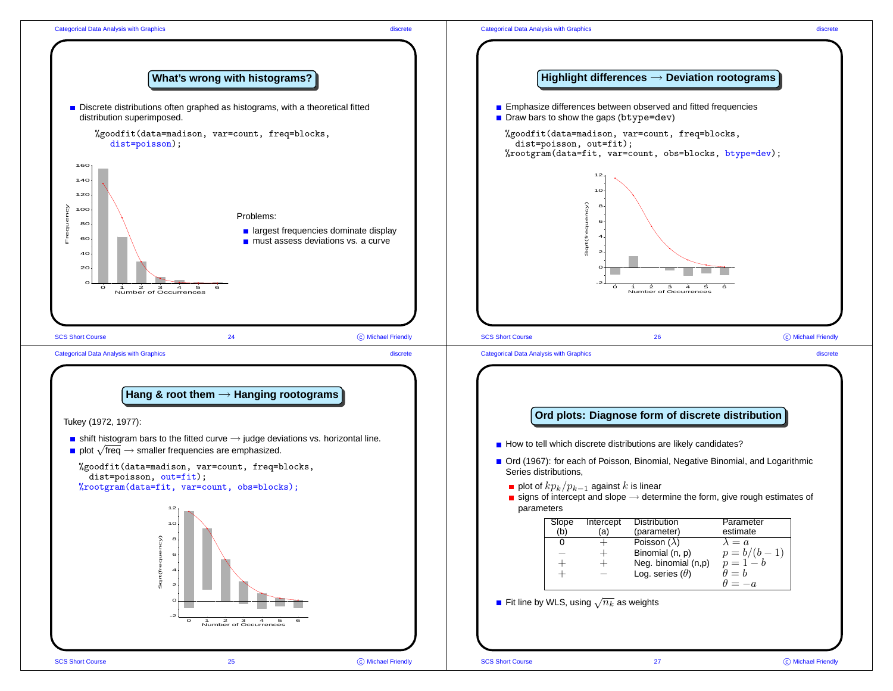## What's wrong with histograms?

- Discrete distributions often graphed as histograms, with a theoretical fitted distribution superimposed.

```
%goodfit(data=madison, var=count, freq=blocks,
   dist=poisson);
```

Problems:

- largest frequencies dominate display
- must assess deviations vs. a curve

## Hang & root them → Hanging rootograms

Tukey (1972, 1977):

- shift histogram bars to the fitted curve → judge deviations vs. horizontal line.
- plot $\sqrt{\text{freq}}$ → smaller frequencies are emphasized.

```
%goodfit(data=madison, var=count, freq=blocks,
  dist=poisson, out=fit);
%rootgram(data=fit, var=count, obs=blocks);
```

## Highlight differences → Deviation rootograms

- Emphasize differences between observed and fitted frequencies
- Draw bars to show the gaps (btype=dev)

```
%goodfit(data=madison, var=count, freq=blocks,
  dist=poisson, out=fit);
%rootgram(data=fit, var=count, obs=blocks, btype=dev);
```

## Ord plots: Diagnose form of discrete distribution

- How to tell which discrete distributions are likely candidates?
- Ord (1967): for each of Poisson, Binomial, Negative Binomial, and Logarithmic Series distributions,
  - plot of $kp_k/p_{k-1}$ against $k$ is linear
  - signs of intercept and slope → determine the form, give rough estimates of parameters

| Slope (b) | Intercept (a) | Distribution (parameter) | Parameter estimate |
|---|---|---|---|
| 0 | $+$ | Poisson ($\lambda$) | $\lambda = a$ |
| $-$ | $+$ | Binomial (n, p) | $p = b/(b-1)$ |
| $+$ | $+$ | Neg. binomial (n,p) | $p = 1 - b$ |
| $+$ | $-$ | Log. series ($\theta$) | $\theta = b$ |
| | | | $\theta = -a$ |

- Fit line by WLS, using $\sqrt{n_k}$ as weights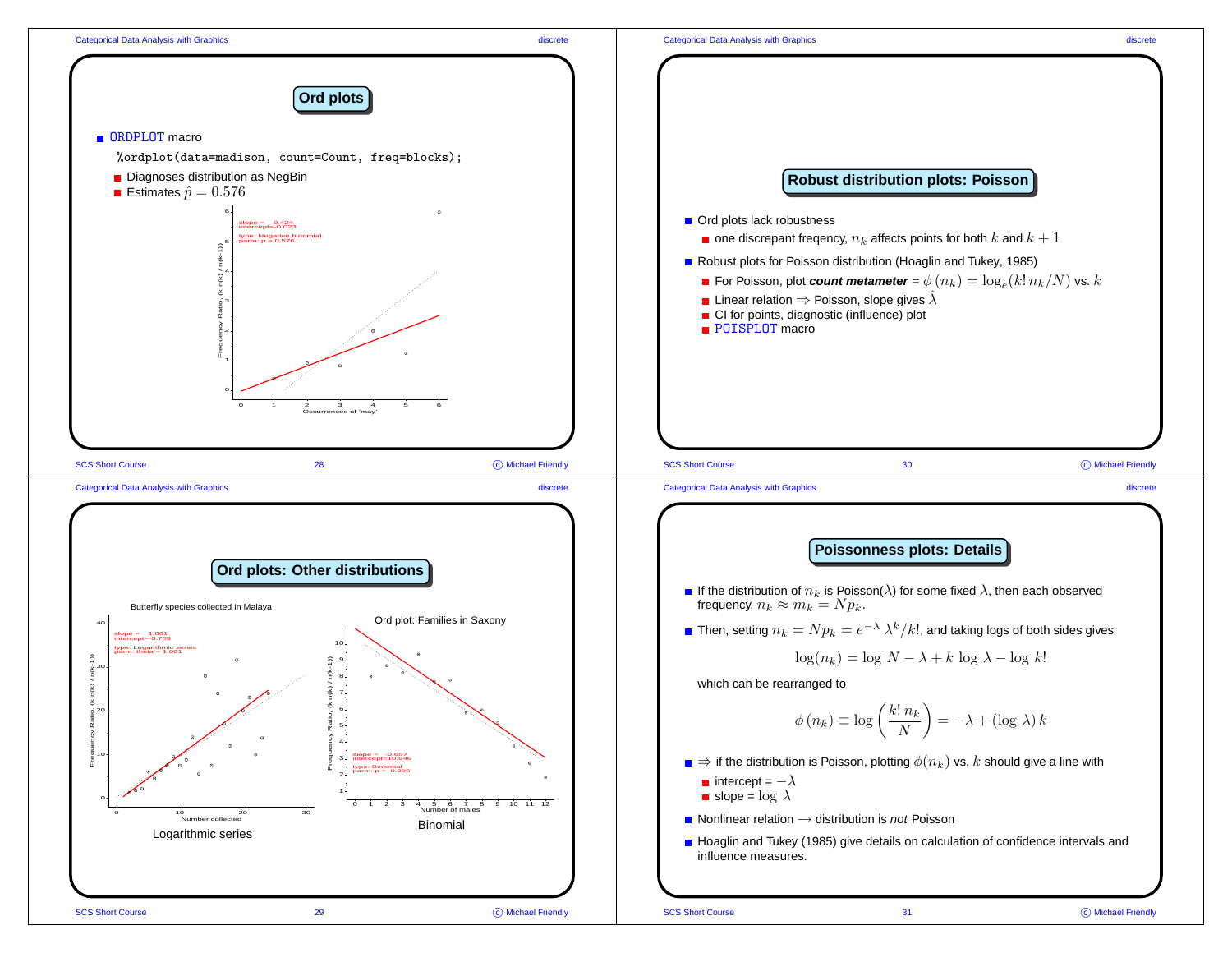## Ord plots

- ORDPLOT macro

```
%ordplot(data=madison, count=Count, freq=blocks);
```

- Diagnoses distribution as NegBin
- Estimates $\hat{p} = 0.576$

## Ord plots: Other distributions

Butterfly species collected in Malaya

Logarithmic series

Ord plot: Families in Saxony

Binomial

## Robust distribution plots: Poisson

- Ord plots lack robustness
  - one discrepant freqency, $n_k$ affects points for both $k$ and $k+1$
- Robust plots for Poisson distribution (Hoaglin and Tukey, 1985)
  - For Poisson, plot ***count metameter*** = $\phi(n_k) = \log_e(k!\, n_k / N)$ vs. $k$
  - Linear relation $\Rightarrow$ Poisson, slope gives $\hat{\lambda}$
  - CI for points, diagnostic (influence) plot
  - POISPLOT macro

## Poissonness plots: Details

- If the distribution of $n_k$ is Poisson($\lambda$) for some fixed $\lambda$, then each observed frequency, $n_k \approx m_k = N p_k$.
- Then, setting $n_k = N p_k = e^{-\lambda}\, \lambda^k / k!$, and taking logs of both sides gives

$$\log(n_k) = \log\, N - \lambda + k\, \log\, \lambda - \log\, k!$$

which can be rearranged to

$$\phi(n_k) \equiv \log\left(\frac{k!\, n_k}{N}\right) = -\lambda + (\log\, \lambda)\, k$$

- $\Rightarrow$ if the distribution is Poisson, plotting $\phi(n_k)$ vs. $k$ should give a line with
  - intercept = $-\lambda$
  - slope = $\log\, \lambda$
- Nonlinear relation $\longrightarrow$ distribution is *not* Poisson
- Hoaglin and Tukey (1985) give details on calculation of confidence intervals and influence measures.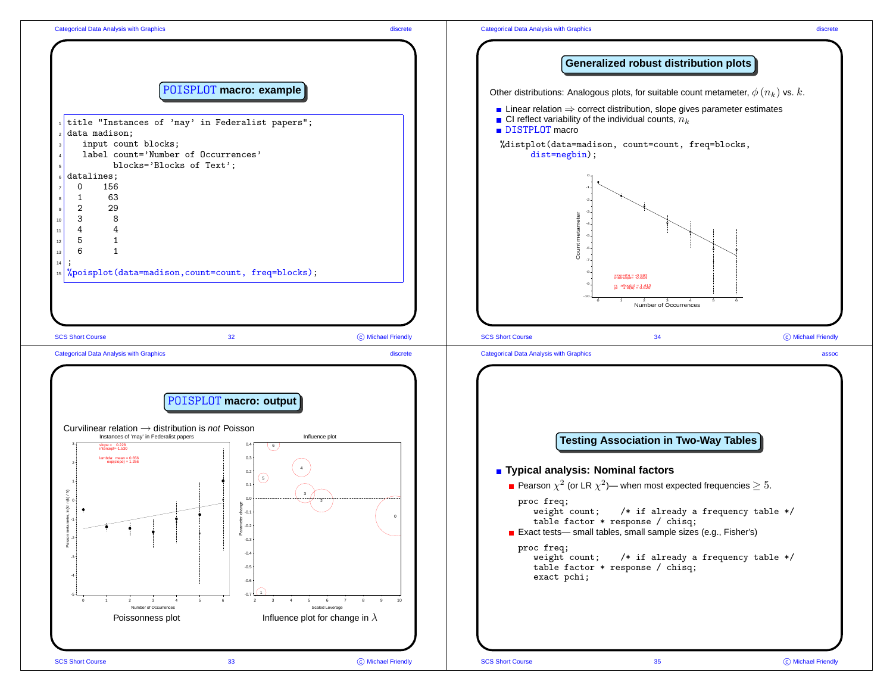## POISPLOT macro: example

```
title "Instances of 'may' in Federalist papers";
data madison;
   input count blocks;
   label count='Number of Occurrences'
         blocks='Blocks of Text';
datalines;
 0    156
 1     63
 2     29
 3      8
 4      4
 5      1
 6      1
;
%poisplot(data=madison,count=count, freq=blocks);
```

## POISPLOT macro: output

Curvilinear relation $\longrightarrow$ distribution is *not* Poisson

Poissonness plot

Influence plot for change in $\lambda$

## Generalized robust distribution plots

Other distributions: Analogous plots, for suitable count metameter, $\phi(n_k)$ vs. $k$.

- Linear relation $\Rightarrow$ correct distribution, slope gives parameter estimates
- CI reflect variability of the individual counts, $n_k$
- DISTPLOT macro

```
%distplot(data=madison, count=count, freq=blocks,
      dist=negbin);
```

## Testing Association in Two-Way Tables

- **Typical analysis: Nominal factors**
  - Pearson $\chi^2$ (or LR $\chi^2$)— when most expected frequencies $\geq 5$.

```
proc freq;
   weight count;    /* if already a frequency table */
   table factor * response / chisq;
```

  - Exact tests— small tables, small sample sizes (e.g., Fisher's)

```
proc freq;
   weight count;    /* if already a frequency table */
   table factor * response / chisq;
   exact pchi;
```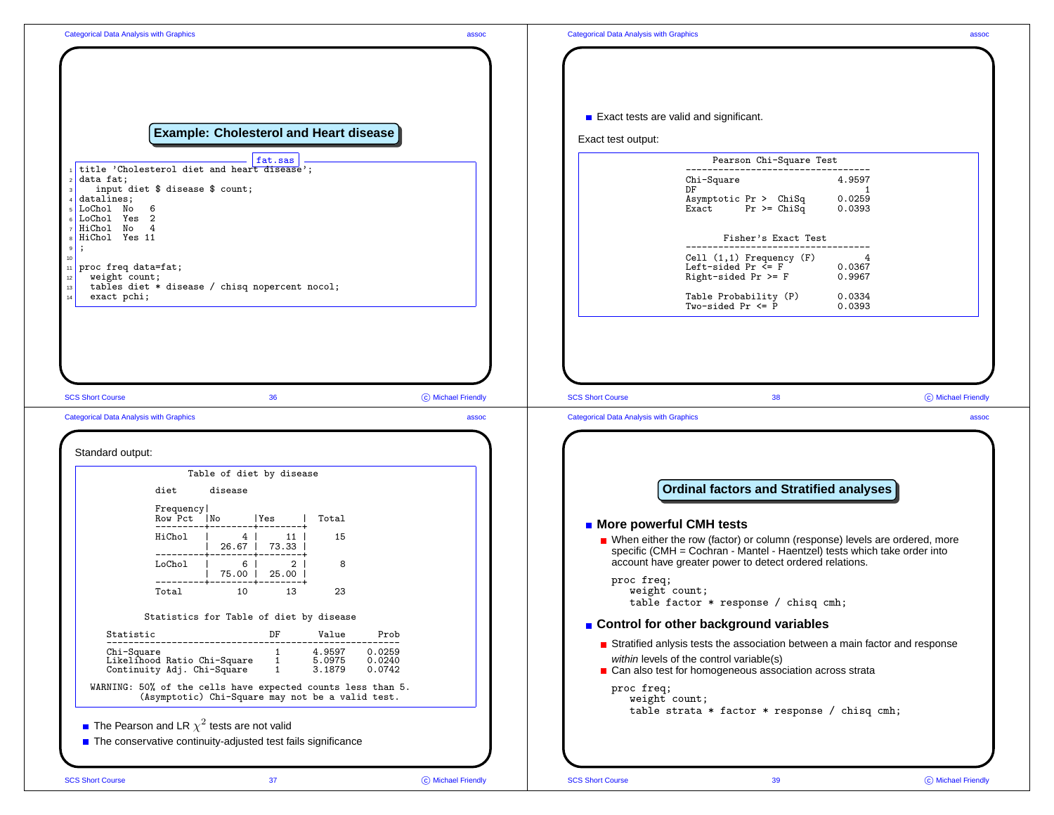## Example: Cholesterol and Heart disease

fat.sas

```
title 'Cholesterol diet and heart disease';
data fat;
   input diet $ disease $ count;
datalines;
LoChol  No   6
LoChol  Yes  2
HiChol  No   4
HiChol  Yes 11
;

proc freq data=fat;
  weight count;
  tables diet * disease / chisq nopercent nocol;
  exact pchi;
```

Standard output:

```
                    Table of diet by disease

            diet      disease

            Frequency|
            Row Pct  |No      |Yes     |  Total
            ---------+--------+--------+
            HiChol   |      4 |     11 |     15
                     |  26.67 |  73.33 |
            ---------+--------+--------+
            LoChol   |      6 |      2 |      8
                     |  75.00 |  25.00 |
            ---------+--------+--------+
            Total          10       13       23

           Statistics for Table of diet by disease

    Statistic                     DF       Value      Prob
    ------------------------------------------------------
    Chi-Square                     1      4.9597    0.0259
    Likelihood Ratio Chi-Square    1      5.0975    0.0240
    Continuity Adj. Chi-Square     1      3.1879    0.0742

 WARNING: 50% of the cells have expected counts less than 5.
          (Asymptotic) Chi-Square may not be a valid test.
```

- The Pearson and LR $\chi^2$ tests are not valid
- The conservative continuity-adjusted test fails significance

---

- Exact tests are valid and significant.

Exact test output:

```
        Pearson Chi-Square Test
  ----------------------------------
  Chi-Square                  4.9597
  DF                               1
  Asymptotic Pr >  ChiSq      0.0259
  Exact      Pr >= ChiSq      0.0393


          Fisher's Exact Test
  ----------------------------------
  Cell (1,1) Frequency (F)         4
  Left-sided Pr <= F          0.0367
  Right-sided Pr >= F         0.9967

  Table Probability (P)       0.0334
  Two-sided Pr <= P           0.0393
```

---

## Ordinal factors and Stratified analyses

### More powerful CMH tests

- When either the row (factor) or column (response) levels are ordered, more specific (CMH = Cochran - Mantel - Haentzel) tests which take order into account have greater power to detect ordered relations.

```
proc freq;
   weight count;
   table factor * response / chisq cmh;
```

### Control for other background variables

- Stratified anlysis tests the association between a main factor and response *within* levels of the control variable(s)
- Can also test for homogeneous association across strata

```
proc freq;
   weight count;
   table strata * factor * response / chisq cmh;
```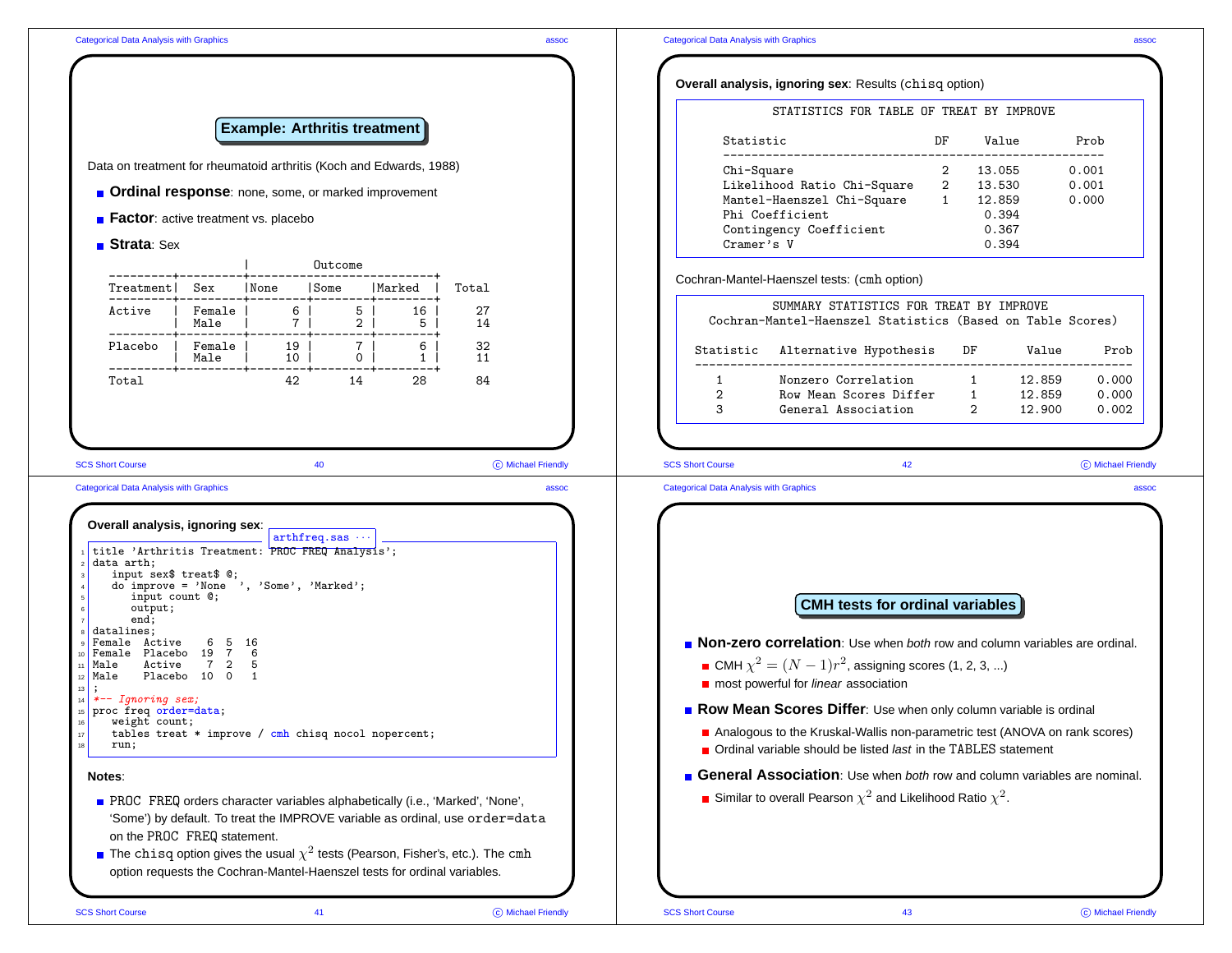## Example: Arthritis treatment

Data on treatment for rheumatoid arthritis (Koch and Edwards, 1988)

- **Ordinal response**: none, some, or marked improvement
- **Factor**: active treatment vs. placebo
- **Strata**: Sex

| Treatment | Sex | Outcome: None | Some | Marked | Total |
|---|---|---|---|---|---|
| Active | Female | 6 | 5 | 16 | 27 |
| | Male | 7 | 2 | 5 | 14 |
| Placebo | Female | 19 | 7 | 6 | 32 |
| | Male | 10 | 0 | 1 | 11 |
| Total | | 42 | 14 | 28 | 84 |

**Overall analysis, ignoring sex**:

arthfreq.sas ···

```
title 'Arthritis Treatment: PROC FREQ Analysis';
data arth;
   input sex$ treat$ @;
   do improve = 'None  ', 'Some', 'Marked';
      input count @;
      output;
      end;
datalines;
Female  Active    6  5  16
Female  Placebo  19  7   6
Male    Active    7  2   5
Male    Placebo  10  0   1
;
*-- Ignoring sex;
proc freq order=data;
   weight count;
   tables treat * improve / cmh chisq nocol nopercent;
   run;
```

**Notes**:

- PROC FREQ orders character variables alphabetically (i.e., 'Marked', 'None', 'Some') by default. To treat the IMPROVE variable as ordinal, use order=data on the PROC FREQ statement.
- The chisq option gives the usual $\chi^2$ tests (Pearson, Fisher's, etc.). The cmh option requests the Cochran-Mantel-Haenszel tests for ordinal variables.

**Overall analysis, ignoring sex**: Results (chisq option)

STATISTICS FOR TABLE OF TREAT BY IMPROVE

| Statistic | DF | Value | Prob |
|---|---|---|---|
| Chi-Square | 2 | 13.055 | 0.001 |
| Likelihood Ratio Chi-Square | 2 | 13.530 | 0.001 |
| Mantel-Haenszel Chi-Square | 1 | 12.859 | 0.000 |
| Phi Coefficient | | 0.394 | |
| Contingency Coefficient | | 0.367 | |
| Cramer's V | | 0.394 | |

Cochran-Mantel-Haenszel tests: (cmh option)

SUMMARY STATISTICS FOR TREAT BY IMPROVE
Cochran-Mantel-Haenszel Statistics (Based on Table Scores)

| Statistic | Alternative Hypothesis | DF | Value | Prob |
|---|---|---|---|---|
| 1 | Nonzero Correlation | 1 | 12.859 | 0.000 |
| 2 | Row Mean Scores Differ | 1 | 12.859 | 0.000 |
| 3 | General Association | 2 | 12.900 | 0.002 |

## CMH tests for ordinal variables

- **Non-zero correlation**: Use when *both* row and column variables are ordinal.
  - CMH $\chi^2 = (N-1)r^2$, assigning scores (1, 2, 3, ...)
  - most powerful for *linear* association
- **Row Mean Scores Differ**: Use when only column variable is ordinal
  - Analogous to the Kruskal-Wallis non-parametric test (ANOVA on rank scores)
  - Ordinal variable should be listed *last* in the TABLES statement
- **General Association**: Use when *both* row and column variables are nominal.
  - Similar to overall Pearson $\chi^2$ and Likelihood Ratio $\chi^2$.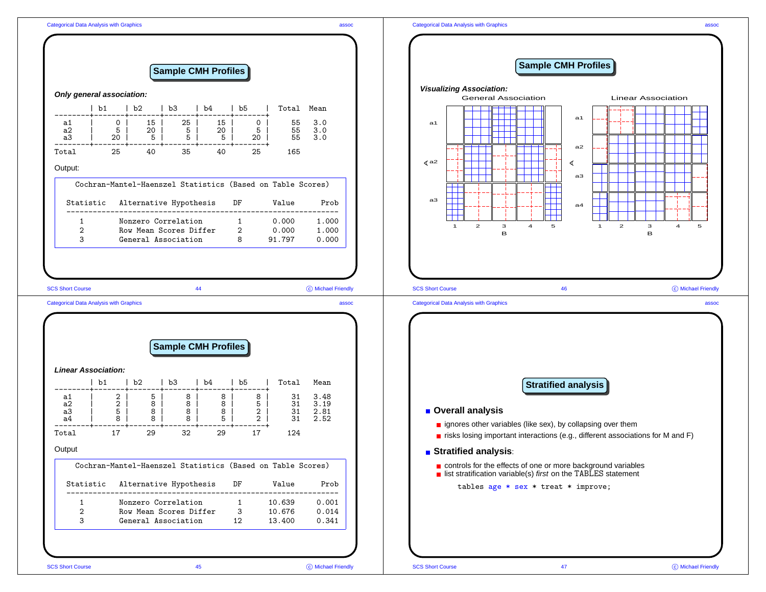## Sample CMH Profiles

***Only general association:***

|  | b1 | b2 | b3 | b4 | b5 | Total | Mean |
|---|---|---|---|---|---|---|---|
| a1 | 0 | 15 | 25 | 15 | 0 | 55 | 3.0 |
| a2 | 5 | 20 | 5 | 20 | 5 | 55 | 3.0 |
| a3 | 20 | 5 | 5 | 5 | 20 | 55 | 3.0 |
| Total | 25 | 40 | 35 | 40 | 25 | 165 |  |

Output:

```
  Cochran-Mantel-Haenszel Statistics (Based on Table Scores)

 Statistic   Alternative Hypothesis    DF       Value      Prob
 --------------------------------------------------------------
     1       Nonzero Correlation        1       0.000     1.000
     2       Row Mean Scores Differ     2       0.000     1.000
     3       General Association        8      91.797     0.000
```

## Sample CMH Profiles

***Linear Association:***

|  | b1 | b2 | b3 | b4 | b5 | Total | Mean |
|---|---|---|---|---|---|---|---|
| a1 | 2 | 5 | 8 | 8 | 8 | 31 | 3.48 |
| a2 | 2 | 8 | 8 | 8 | 5 | 31 | 3.19 |
| a3 | 5 | 8 | 8 | 8 | 2 | 31 | 2.81 |
| a4 | 8 | 8 | 8 | 5 | 2 | 31 | 2.52 |
| Total | 17 | 29 | 32 | 29 | 17 | 124 |  |

Output

```
  Cochran-Mantel-Haenszel Statistics (Based on Table Scores)

 Statistic   Alternative Hypothesis    DF       Value      Prob
 --------------------------------------------------------------
     1       Nonzero Correlation        1      10.639     0.001
     2       Row Mean Scores Differ     3      10.676     0.014
     3       General Association       12      13.400     0.341
```

## Sample CMH Profiles

***Visualizing Association:***

General Association | Linear Association

## Stratified analysis

- **Overall analysis**
  - ignores other variables (like sex), by collapsing over them
  - risks losing important interactions (e.g., different associations for M and F)
- **Stratified analysis**:
  - controls for the effects of one or more background variables
  - list stratification variable(s) *first* on the TABLES statement

```
tables age * sex * treat * improve;
```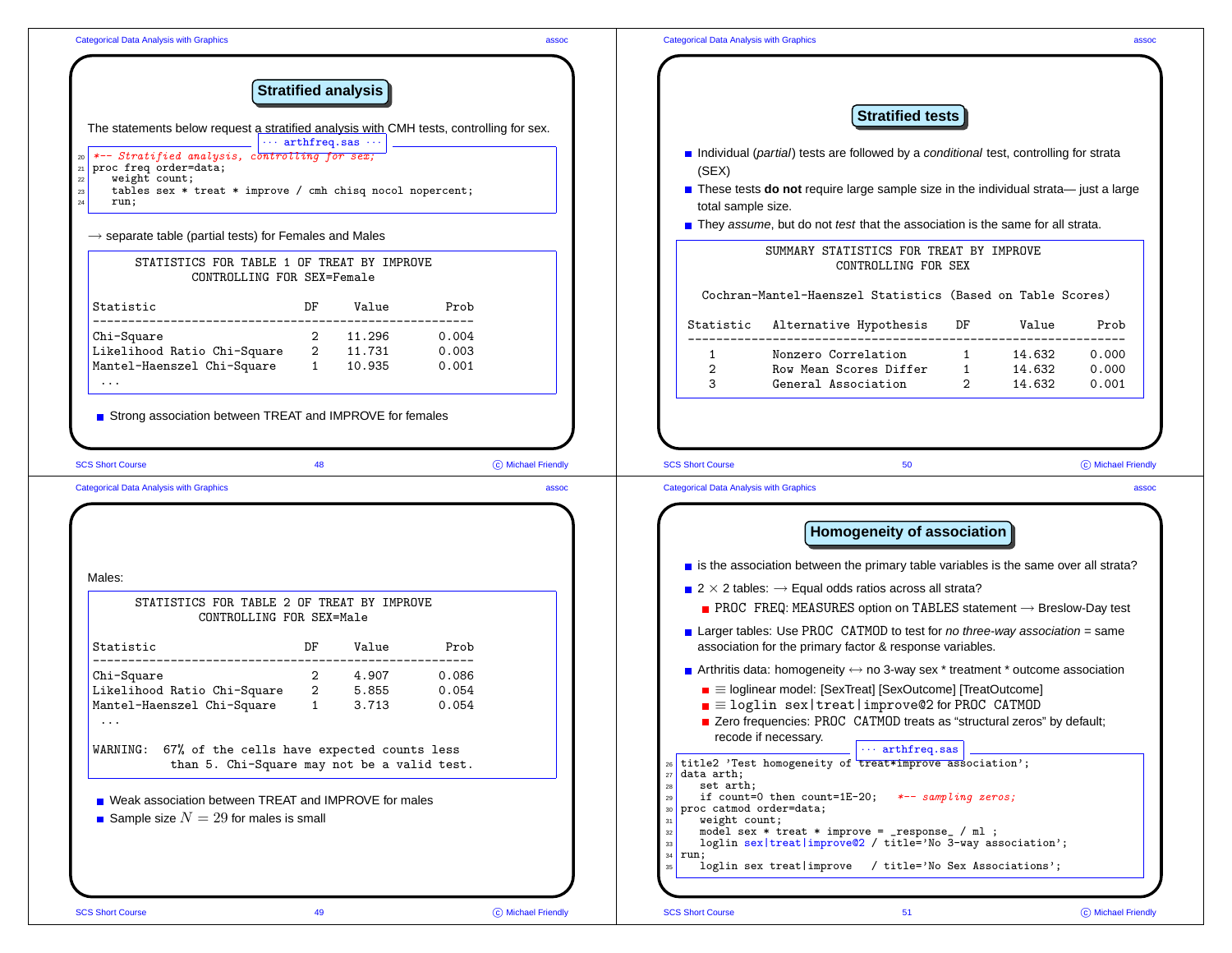## Stratified analysis

The statements below request a stratified analysis with CMH tests, controlling for sex.

··· arthfreq.sas ···

```
*-- Stratified analysis, controlling for sex;
proc freq order=data;
   weight count;
   tables sex * treat * improve / cmh chisq nocol nopercent;
   run;
```

→ separate table (partial tests) for Females and Males

```
      STATISTICS FOR TABLE 1 OF TREAT BY IMPROVE
              CONTROLLING FOR SEX=Female

Statistic                     DF      Value        Prob
--------------------------------------------------------
Chi-Square                     2     11.296       0.004
Likelihood Ratio Chi-Square    2     11.731       0.003
Mantel-Haenszel Chi-Square     1     10.935       0.001
 ...
```

- Strong association between TREAT and IMPROVE for females

Males:

```
      STATISTICS FOR TABLE 2 OF TREAT BY IMPROVE
              CONTROLLING FOR SEX=Male

Statistic                     DF      Value        Prob
--------------------------------------------------------
Chi-Square                     2      4.907       0.086
Likelihood Ratio Chi-Square    2      5.855       0.054
Mantel-Haenszel Chi-Square     1      3.713       0.054
 ...

WARNING:  67% of the cells have expected counts less
          than 5. Chi-Square may not be a valid test.
```

- Weak association between TREAT and IMPROVE for males
- Sample size $N = 29$ for males is small

## Stratified tests

- Individual (*partial*) tests are followed by a *conditional* test, controlling for strata (SEX)
- These tests **do not** require large sample size in the individual strata— just a large total sample size.
- They *assume*, but do not *test* that the association is the same for all strata.

```
          SUMMARY STATISTICS FOR TREAT BY IMPROVE
                   CONTROLLING FOR SEX

  Cochran-Mantel-Haenszel Statistics (Based on Table Scores)

Statistic   Alternative Hypothesis    DF      Value      Prob
--------------------------------------------------------------
    1       Nonzero Correlation        1     14.632     0.000
    2       Row Mean Scores Differ     1     14.632     0.000
    3       General Association        2     14.632     0.001
```

## Homogeneity of association

- is the association between the primary table variables is the same over all strata?
- 2 × 2 tables: → Equal odds ratios across all strata?
  - PROC FREQ: MEASURES option on TABLES statement → Breslow-Day test
- Larger tables: Use PROC CATMOD to test for *no three-way association* = same association for the primary factor & response variables.
- Arthritis data: homogeneity ↔ no 3-way sex * treatment * outcome association
  - ≡ loglinear model: [SexTreat] [SexOutcome] [TreatOutcome]
  - ≡ loglin sex|treat|improve@2 for PROC CATMOD
  - Zero frequencies: PROC CATMOD treats as "structural zeros" by default; recode if necessary.

··· arthfreq.sas ···

```
title2 'Test homogeneity of treat*improve association';
data arth;
   set arth;
   if count=0 then count=1E-20;   *-- sampling zeros;
proc catmod order=data;
   weight count;
   model sex * treat * improve = _response_ / ml ;
   loglin sex|treat|improve@2 / title='No 3-way association';
run;
   loglin sex treat|improve   / title='No Sex Associations';
```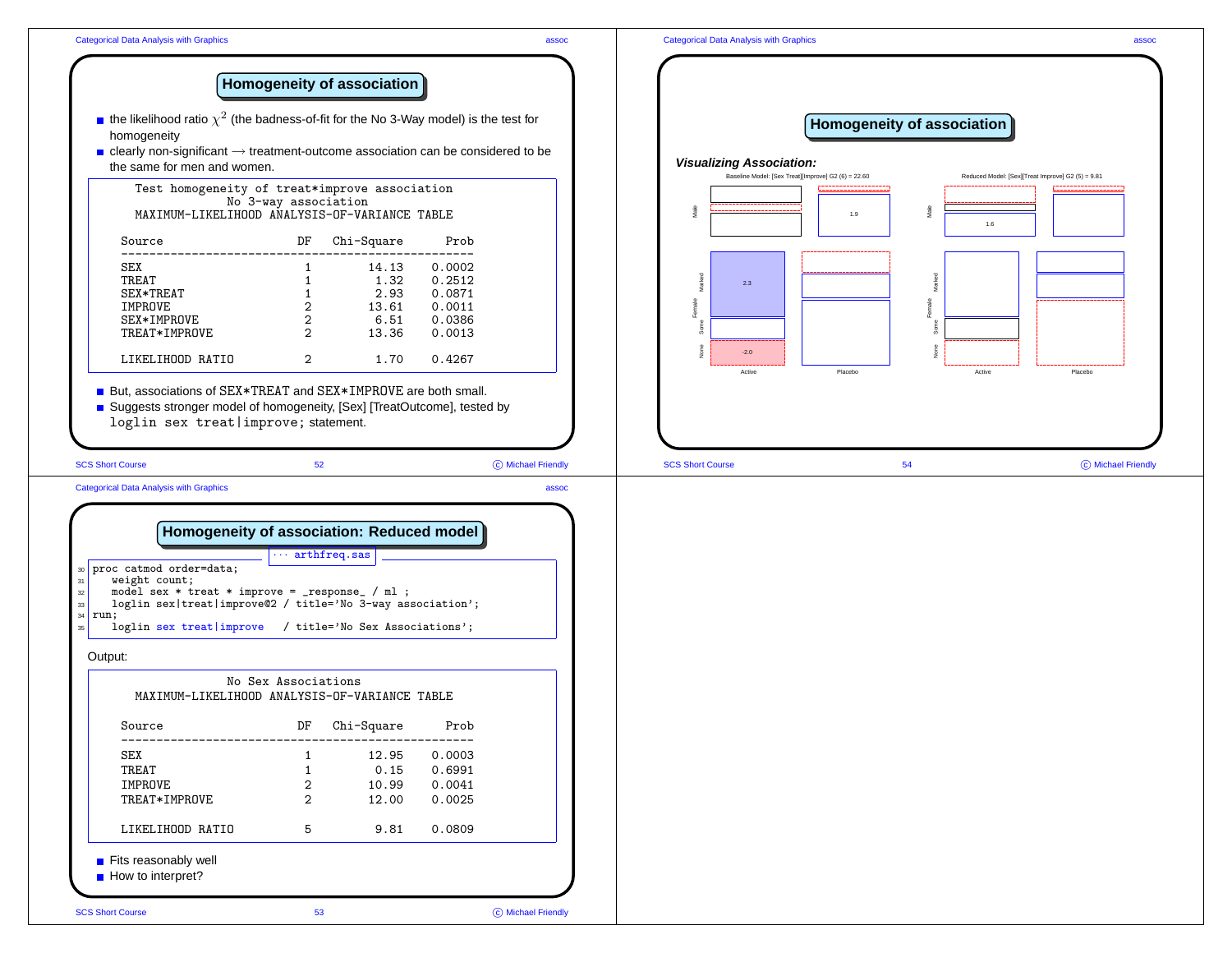## Homogeneity of association

- the likelihood ratio $\chi^2$ (the badness-of-fit for the No 3-Way model) is the test for homogeneity
- clearly non-significant $\longrightarrow$ treatment-outcome association can be considered to be the same for men and women.

```
   Test homogeneity of treat*improve association
                 No 3-way association
   MAXIMUM-LIKELIHOOD ANALYSIS-OF-VARIANCE TABLE

 Source                   DF   Chi-Square      Prob
 --------------------------------------------------
 SEX                       1        14.13    0.0002
 TREAT                     1         1.32    0.2512
 SEX*TREAT                 1         2.93    0.0871
 IMPROVE                   2        13.61    0.0011
 SEX*IMPROVE               2         6.51    0.0386
 TREAT*IMPROVE             2        13.36    0.0013

 LIKELIHOOD RATIO          2         1.70    0.4267
```

- But, associations of SEX*TREAT and SEX*IMPROVE are both small.
- Suggests stronger model of homogeneity, [Sex] [TreatOutcome], tested by `loglin sex treat|improve;` statement.

## Homogeneity of association: Reduced model

··· arthfreq.sas

```
30 proc catmod order=data;
31    weight count;
32    model sex * treat * improve = _response_ / ml ;
33    loglin sex|treat|improve@2 / title='No 3-way association';
34 run;
35    loglin sex treat|improve   / title='No Sex Associations';
```

Output:

```
                 No Sex Associations
   MAXIMUM-LIKELIHOOD ANALYSIS-OF-VARIANCE TABLE

 Source                   DF   Chi-Square      Prob
 --------------------------------------------------
 SEX                       1        12.95    0.0003
 TREAT                     1         0.15    0.6991
 IMPROVE                   2        10.99    0.0041
 TREAT*IMPROVE             2        12.00    0.0025

 LIKELIHOOD RATIO          5         9.81    0.0809
```

- Fits reasonably well
- How to interpret?

## Homogeneity of association

***Visualizing Association:***

Baseline Model: [Sex Treat][Improve] G2 (6) = 22.60

Male
Female
Marked
Some
None
1.9
2.3
-2.0
Active
Placebo

Reduced Model: [Sex][Treat Improve] G2 (5) = 9.81

Male
Female
Marked
Some
None
1.6
Active
Placebo